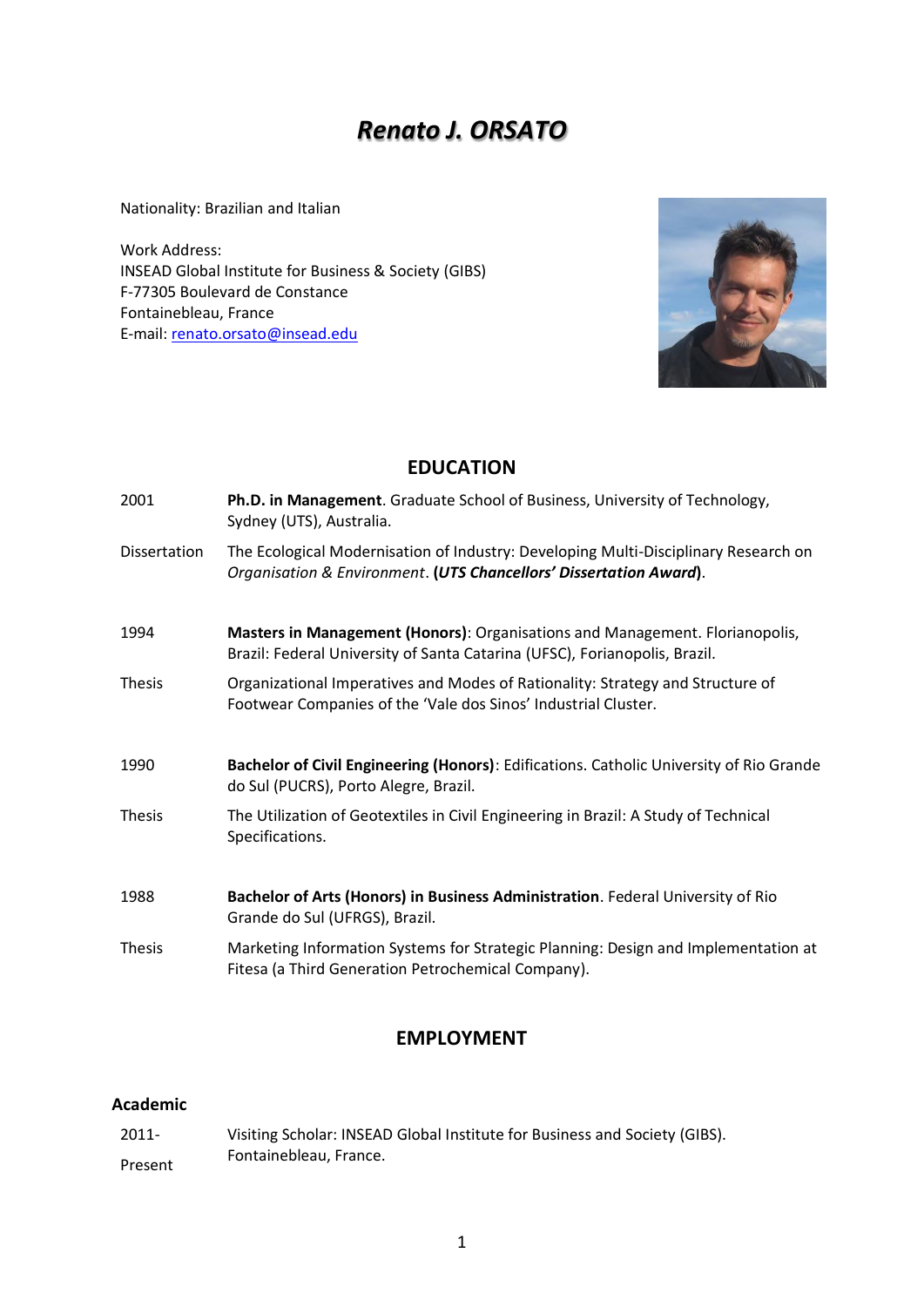# *Renato J. ORSATO*

Nationality: Brazilian and Italian

Work Address:
INSEAD Global Institute for Business & Society (GIBS)
F-77305 Boulevard de Constance
Fontainebleau, France
E-mail: renato.orsato@insead.edu

## EDUCATION

| | |
|---|---|
| 2001 | **Ph.D. in Management**. Graduate School of Business, University of Technology, Sydney (UTS), Australia. |
| Dissertation | The Ecological Modernisation of Industry: Developing Multi-Disciplinary Research on *Organisation & Environment*. **(*UTS Chancellors' Dissertation Award*)**. |
| 1994 | **Masters in Management (Honors)**: Organisations and Management. Florianopolis, Brazil: Federal University of Santa Catarina (UFSC), Forianopolis, Brazil. |
| Thesis | Organizational Imperatives and Modes of Rationality: Strategy and Structure of Footwear Companies of the 'Vale dos Sinos' Industrial Cluster. |
| 1990 | **Bachelor of Civil Engineering (Honors)**: Edifications. Catholic University of Rio Grande do Sul (PUCRS), Porto Alegre, Brazil. |
| Thesis | The Utilization of Geotextiles in Civil Engineering in Brazil: A Study of Technical Specifications. |
| 1988 | **Bachelor of Arts (Honors) in Business Administration**. Federal University of Rio Grande do Sul (UFRGS), Brazil. |
| Thesis | Marketing Information Systems for Strategic Planning: Design and Implementation at Fitesa (a Third Generation Petrochemical Company). |

## EMPLOYMENT

### Academic

| | |
|---|---|
| 2011-Present | Visiting Scholar: INSEAD Global Institute for Business and Society (GIBS). Fontainebleau, France. |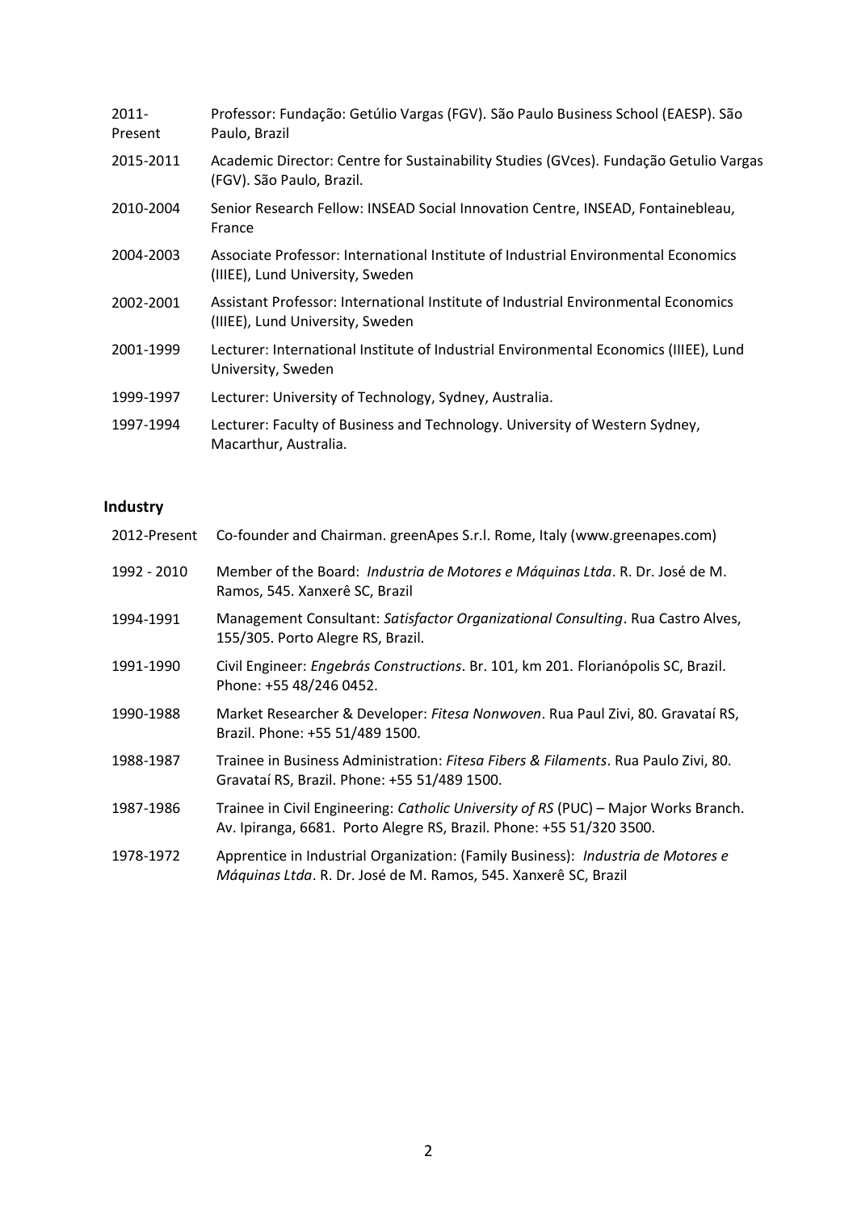| | |
|---|---|
| 2011-Present | Professor: Fundação: Getúlio Vargas (FGV). São Paulo Business School (EAESP). São Paulo, Brazil |
| 2015-2011 | Academic Director: Centre for Sustainability Studies (GVces). Fundação Getulio Vargas (FGV). São Paulo, Brazil. |
| 2010-2004 | Senior Research Fellow: INSEAD Social Innovation Centre, INSEAD, Fontainebleau, France |
| 2004-2003 | Associate Professor: International Institute of Industrial Environmental Economics (IIIEE), Lund University, Sweden |
| 2002-2001 | Assistant Professor: International Institute of Industrial Environmental Economics (IIIEE), Lund University, Sweden |
| 2001-1999 | Lecturer: International Institute of Industrial Environmental Economics (IIIEE), Lund University, Sweden |
| 1999-1997 | Lecturer: University of Technology, Sydney, Australia. |
| 1997-1994 | Lecturer: Faculty of Business and Technology. University of Western Sydney, Macarthur, Australia. |

## Industry

| | |
|---|---|
| 2012-Present | Co-founder and Chairman. greenApes S.r.l. Rome, Italy (www.greenapes.com) |
| 1992 - 2010 | Member of the Board: *Industria de Motores e Máquinas Ltda*. R. Dr. José de M. Ramos, 545. Xanxerê SC, Brazil |
| 1994-1991 | Management Consultant: *Satisfactor Organizational Consulting*. Rua Castro Alves, 155/305. Porto Alegre RS, Brazil. |
| 1991-1990 | Civil Engineer: *Engebrás Constructions*. Br. 101, km 201. Florianópolis SC, Brazil. Phone: +55 48/246 0452. |
| 1990-1988 | Market Researcher & Developer: *Fitesa Nonwoven*. Rua Paul Zivi, 80. Gravataí RS, Brazil. Phone: +55 51/489 1500. |
| 1988-1987 | Trainee in Business Administration: *Fitesa Fibers & Filaments*. Rua Paulo Zivi, 80. Gravataí RS, Brazil. Phone: +55 51/489 1500. |
| 1987-1986 | Trainee in Civil Engineering: *Catholic University of RS* (PUC) – Major Works Branch. Av. Ipiranga, 6681. Porto Alegre RS, Brazil. Phone: +55 51/320 3500. |
| 1978-1972 | Apprentice in Industrial Organization: (Family Business): *Industria de Motores e Máquinas Ltda*. R. Dr. José de M. Ramos, 545. Xanxerê SC, Brazil |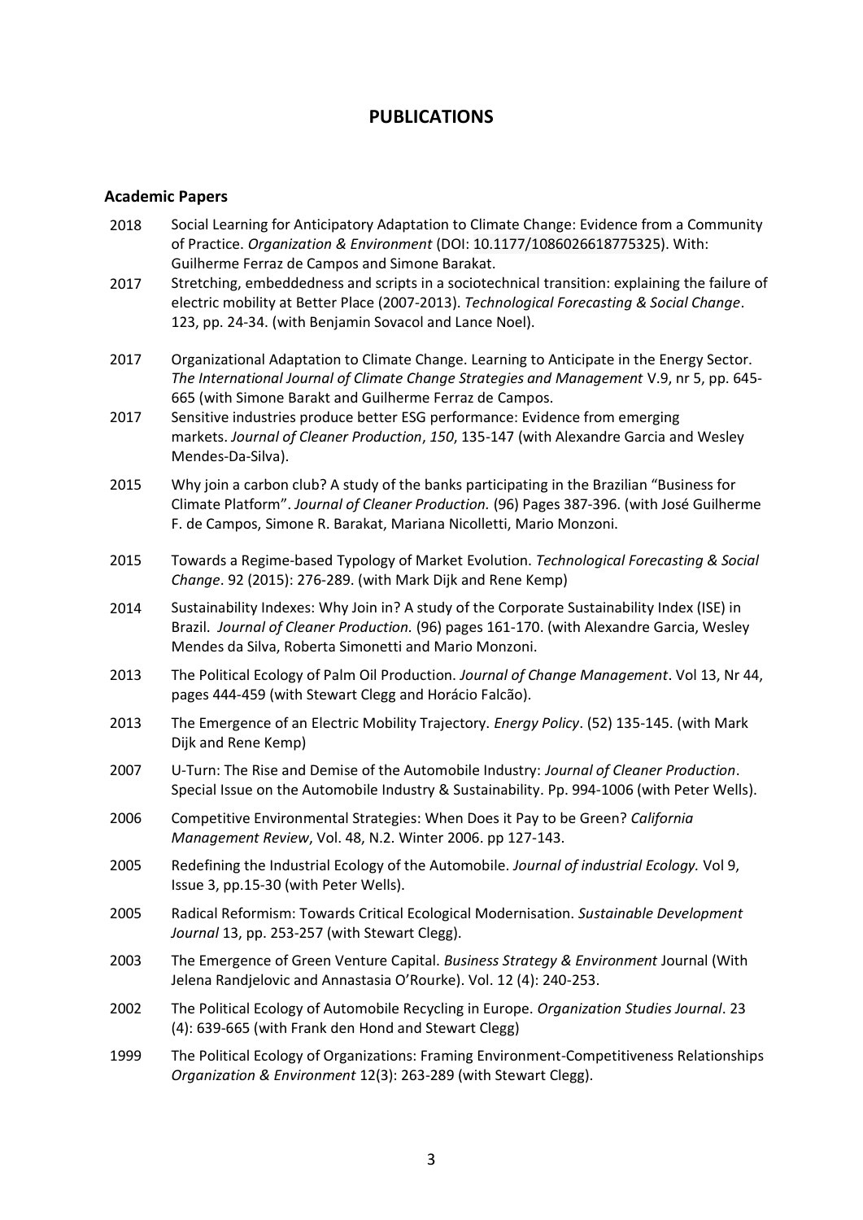# PUBLICATIONS

## Academic Papers

2018 Social Learning for Anticipatory Adaptation to Climate Change: Evidence from a Community of Practice. *Organization & Environment* (DOI: 10.1177/1086026618775325). With: Guilherme Ferraz de Campos and Simone Barakat.

2017 Stretching, embeddedness and scripts in a sociotechnical transition: explaining the failure of electric mobility at Better Place (2007-2013). *Technological Forecasting & Social Change*. 123, pp. 24-34. (with Benjamin Sovacol and Lance Noel).

2017 Organizational Adaptation to Climate Change. Learning to Anticipate in the Energy Sector. *The International Journal of Climate Change Strategies and Management* V.9, nr 5, pp. 645-665 (with Simone Barakt and Guilherme Ferraz de Campos.

2017 Sensitive industries produce better ESG performance: Evidence from emerging markets. *Journal of Cleaner Production*, *150*, 135-147 (with Alexandre Garcia and Wesley Mendes-Da-Silva).

2015 Why join a carbon club? A study of the banks participating in the Brazilian "Business for Climate Platform". *Journal of Cleaner Production.* (96) Pages 387-396. (with José Guilherme F. de Campos, Simone R. Barakat, Mariana Nicolletti, Mario Monzoni.

2015 Towards a Regime-based Typology of Market Evolution. *Technological Forecasting & Social Change*. 92 (2015): 276-289. (with Mark Dijk and Rene Kemp)

2014 Sustainability Indexes: Why Join in? A study of the Corporate Sustainability Index (ISE) in Brazil. *Journal of Cleaner Production.* (96) pages 161-170. (with Alexandre Garcia, Wesley Mendes da Silva, Roberta Simonetti and Mario Monzoni.

2013 The Political Ecology of Palm Oil Production. *Journal of Change Management*. Vol 13, Nr 44, pages 444-459 (with Stewart Clegg and Horácio Falcão).

2013 The Emergence of an Electric Mobility Trajectory. *Energy Policy*. (52) 135-145. (with Mark Dijk and Rene Kemp)

2007 U-Turn: The Rise and Demise of the Automobile Industry: *Journal of Cleaner Production*. Special Issue on the Automobile Industry & Sustainability. Pp. 994-1006 (with Peter Wells).

2006 Competitive Environmental Strategies: When Does it Pay to be Green? *California Management Review*, Vol. 48, N.2. Winter 2006. pp 127-143.

2005 Redefining the Industrial Ecology of the Automobile. *Journal of industrial Ecology.* Vol 9, Issue 3, pp.15-30 (with Peter Wells).

2005 Radical Reformism: Towards Critical Ecological Modernisation. *Sustainable Development Journal* 13, pp. 253-257 (with Stewart Clegg).

2003 The Emergence of Green Venture Capital. *Business Strategy & Environment* Journal (With Jelena Randjelovic and Annastasia O'Rourke). Vol. 12 (4): 240-253.

2002 The Political Ecology of Automobile Recycling in Europe. *Organization Studies Journal*. 23 (4): 639-665 (with Frank den Hond and Stewart Clegg)

1999 The Political Ecology of Organizations: Framing Environment-Competitiveness Relationships *Organization & Environment* 12(3): 263-289 (with Stewart Clegg).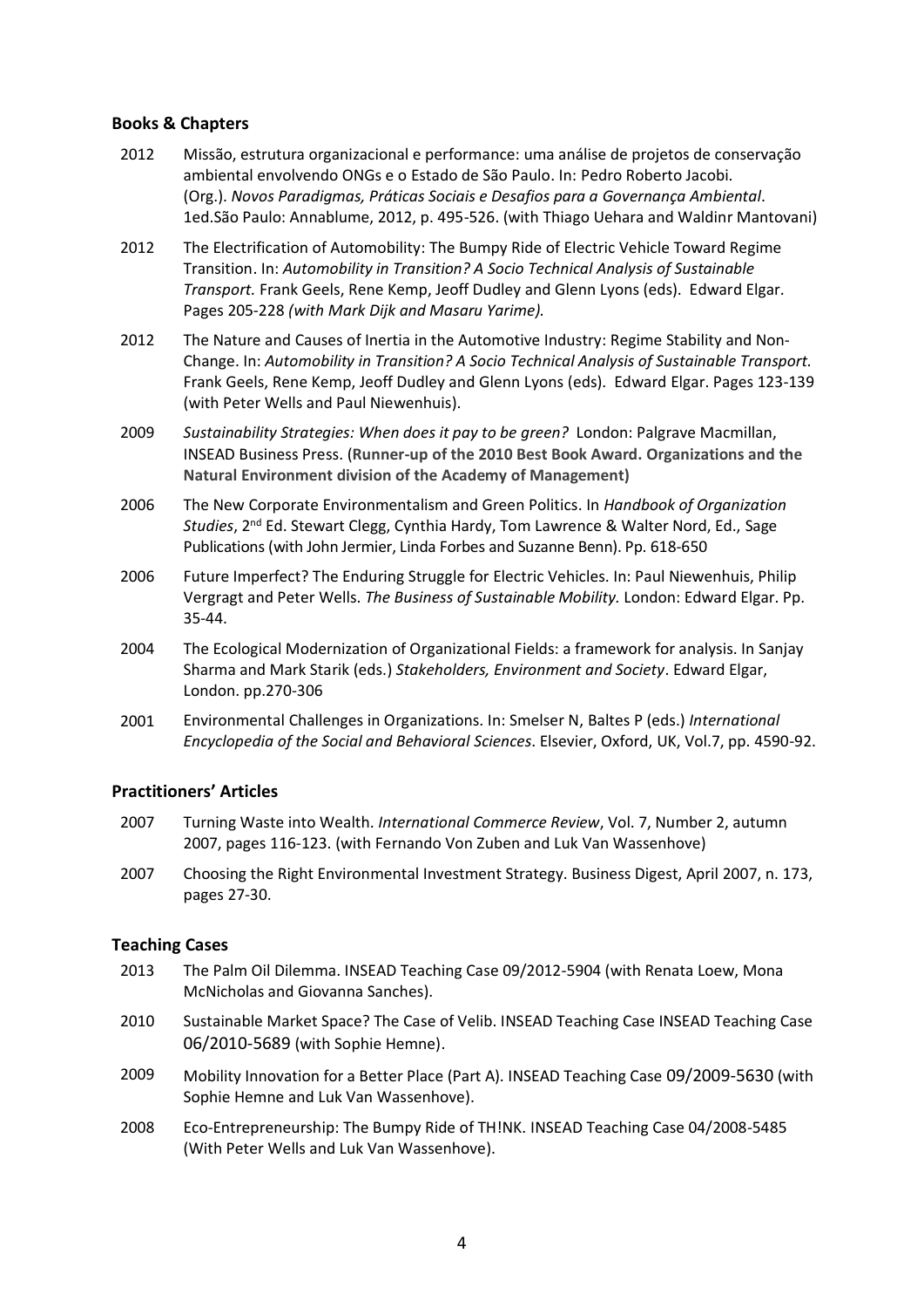### Books & Chapters

2012 Missão, estrutura organizacional e performance: uma análise de projetos de conservação ambiental envolvendo ONGs e o Estado de São Paulo. In: Pedro Roberto Jacobi. (Org.). *Novos Paradigmas, Práticas Sociais e Desafios para a Governança Ambiental*. 1ed.São Paulo: Annablume, 2012, p. 495-526. (with Thiago Uehara and Waldinr Mantovani)

2012 The Electrification of Automobility: The Bumpy Ride of Electric Vehicle Toward Regime Transition. In: *Automobility in Transition? A Socio Technical Analysis of Sustainable Transport.* Frank Geels, Rene Kemp, Jeoff Dudley and Glenn Lyons (eds). Edward Elgar. Pages 205-228 *(with Mark Dijk and Masaru Yarime).*

2012 The Nature and Causes of Inertia in the Automotive Industry: Regime Stability and Non-Change. In: *Automobility in Transition? A Socio Technical Analysis of Sustainable Transport.* Frank Geels, Rene Kemp, Jeoff Dudley and Glenn Lyons (eds). Edward Elgar. Pages 123-139 (with Peter Wells and Paul Niewenhuis).

2009 *Sustainability Strategies: When does it pay to be green?* London: Palgrave Macmillan, INSEAD Business Press. (**Runner-up of the 2010 Best Book Award. Organizations and the Natural Environment division of the Academy of Management**)

2006 The New Corporate Environmentalism and Green Politics. In *Handbook of Organization Studies*, 2nd Ed. Stewart Clegg, Cynthia Hardy, Tom Lawrence & Walter Nord, Ed., Sage Publications (with John Jermier, Linda Forbes and Suzanne Benn). Pp. 618-650

2006 Future Imperfect? The Enduring Struggle for Electric Vehicles. In: Paul Niewenhuis, Philip Vergragt and Peter Wells. *The Business of Sustainable Mobility.* London: Edward Elgar. Pp. 35-44.

2004 The Ecological Modernization of Organizational Fields: a framework for analysis. In Sanjay Sharma and Mark Starik (eds.) *Stakeholders, Environment and Society*. Edward Elgar, London. pp.270-306

2001 Environmental Challenges in Organizations. In: Smelser N, Baltes P (eds.) *International Encyclopedia of the Social and Behavioral Sciences*. Elsevier, Oxford, UK, Vol.7, pp. 4590-92.

### Practitioners' Articles

2007 Turning Waste into Wealth. *International Commerce Review*, Vol. 7, Number 2, autumn 2007, pages 116-123. (with Fernando Von Zuben and Luk Van Wassenhove)

2007 Choosing the Right Environmental Investment Strategy. Business Digest, April 2007, n. 173, pages 27-30.

### Teaching Cases

2013 The Palm Oil Dilemma. INSEAD Teaching Case 09/2012-5904 (with Renata Loew, Mona McNicholas and Giovanna Sanches).

2010 Sustainable Market Space? The Case of Velib. INSEAD Teaching Case INSEAD Teaching Case 06/2010-5689 (with Sophie Hemne).

2009 Mobility Innovation for a Better Place (Part A). INSEAD Teaching Case 09/2009-5630 (with Sophie Hemne and Luk Van Wassenhove).

2008 Eco-Entrepreneurship: The Bumpy Ride of TH!NK. INSEAD Teaching Case 04/2008-5485 (With Peter Wells and Luk Van Wassenhove).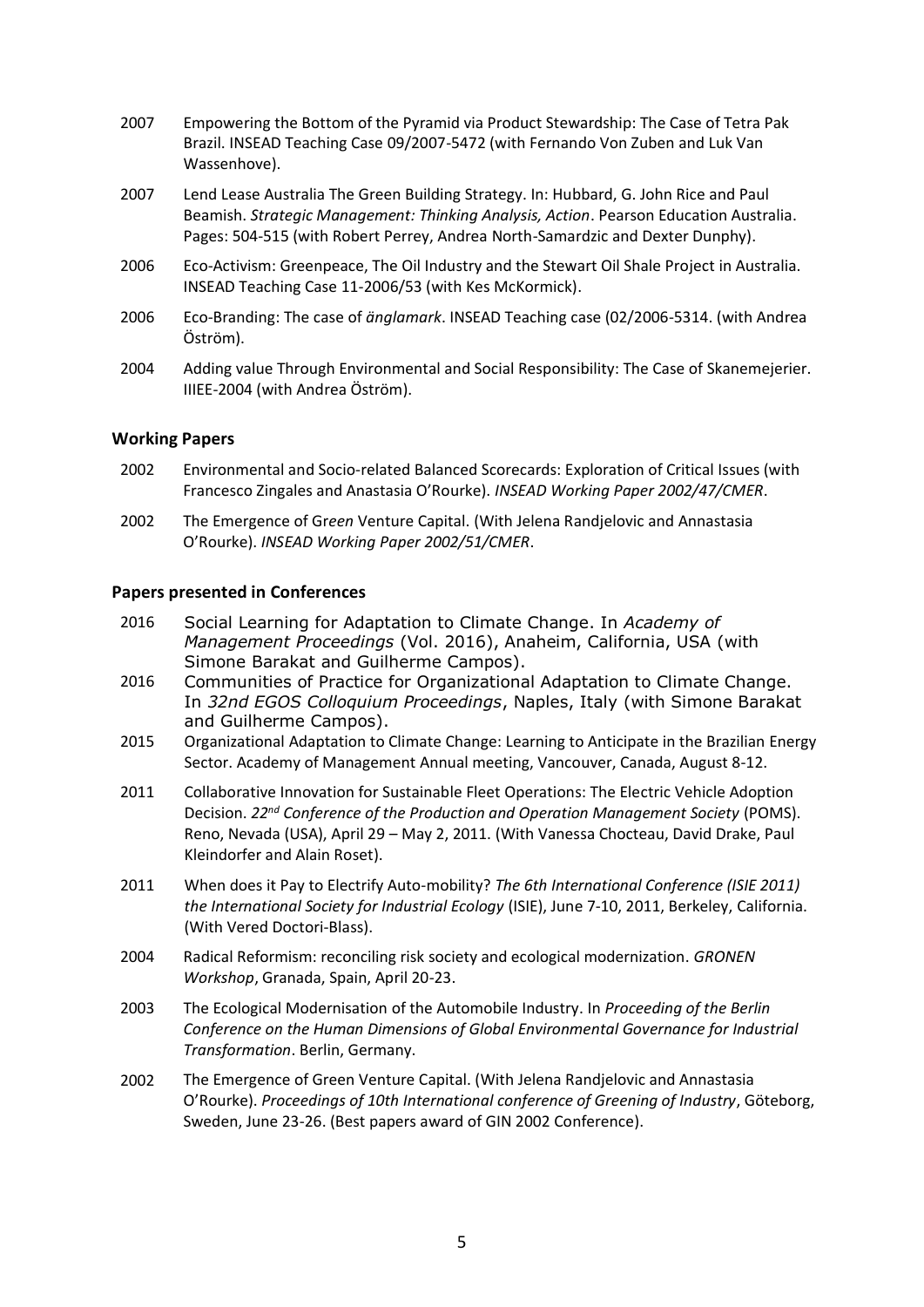2007 Empowering the Bottom of the Pyramid via Product Stewardship: The Case of Tetra Pak Brazil. INSEAD Teaching Case 09/2007-5472 (with Fernando Von Zuben and Luk Van Wassenhove).

2007 Lend Lease Australia The Green Building Strategy. In: Hubbard, G. John Rice and Paul Beamish. *Strategic Management: Thinking Analysis, Action*. Pearson Education Australia. Pages: 504-515 (with Robert Perrey, Andrea North-Samardzic and Dexter Dunphy).

2006 Eco-Activism: Greenpeace, The Oil Industry and the Stewart Oil Shale Project in Australia. INSEAD Teaching Case 11-2006/53 (with Kes McKormick).

2006 Eco-Branding: The case of *änglamark*. INSEAD Teaching case (02/2006-5314. (with Andrea Öström).

2004 Adding value Through Environmental and Social Responsibility: The Case of Skanemejerier. IIIEE-2004 (with Andrea Öström).

### Working Papers

2002 Environmental and Socio-related Balanced Scorecards: Exploration of Critical Issues (with Francesco Zingales and Anastasia O'Rourke). *INSEAD Working Paper 2002/47/CMER*.

2002 The Emergence of Gr*een* Venture Capital. (With Jelena Randjelovic and Annastasia O'Rourke). *INSEAD Working Paper 2002/51/CMER*.

### Papers presented in Conferences

2016 Social Learning for Adaptation to Climate Change. In *Academy of Management Proceedings* (Vol. 2016), Anaheim, California, USA (with Simone Barakat and Guilherme Campos).

2016 Communities of Practice for Organizational Adaptation to Climate Change. In *32nd EGOS Colloquium Proceedings*, Naples, Italy (with Simone Barakat and Guilherme Campos).

2015 Organizational Adaptation to Climate Change: Learning to Anticipate in the Brazilian Energy Sector. Academy of Management Annual meeting, Vancouver, Canada, August 8-12.

2011 Collaborative Innovation for Sustainable Fleet Operations: The Electric Vehicle Adoption Decision. *22nd Conference of the Production and Operation Management Society* (POMS). Reno, Nevada (USA), April 29 – May 2, 2011. (With Vanessa Chocteau, David Drake, Paul Kleindorfer and Alain Roset).

2011 When does it Pay to Electrify Auto-mobility? *The 6th International Conference (ISIE 2011) the International Society for Industrial Ecology* (ISIE), June 7-10, 2011, Berkeley, California. (With Vered Doctori-Blass).

2004 Radical Reformism: reconciling risk society and ecological modernization. *GRONEN Workshop*, Granada, Spain, April 20-23.

2003 The Ecological Modernisation of the Automobile Industry. In *Proceeding of the Berlin Conference on the Human Dimensions of Global Environmental Governance for Industrial Transformation*. Berlin, Germany.

2002 The Emergence of Green Venture Capital. (With Jelena Randjelovic and Annastasia O'Rourke). *Proceedings of 10th International conference of Greening of Industry*, Göteborg, Sweden, June 23-26. (Best papers award of GIN 2002 Conference).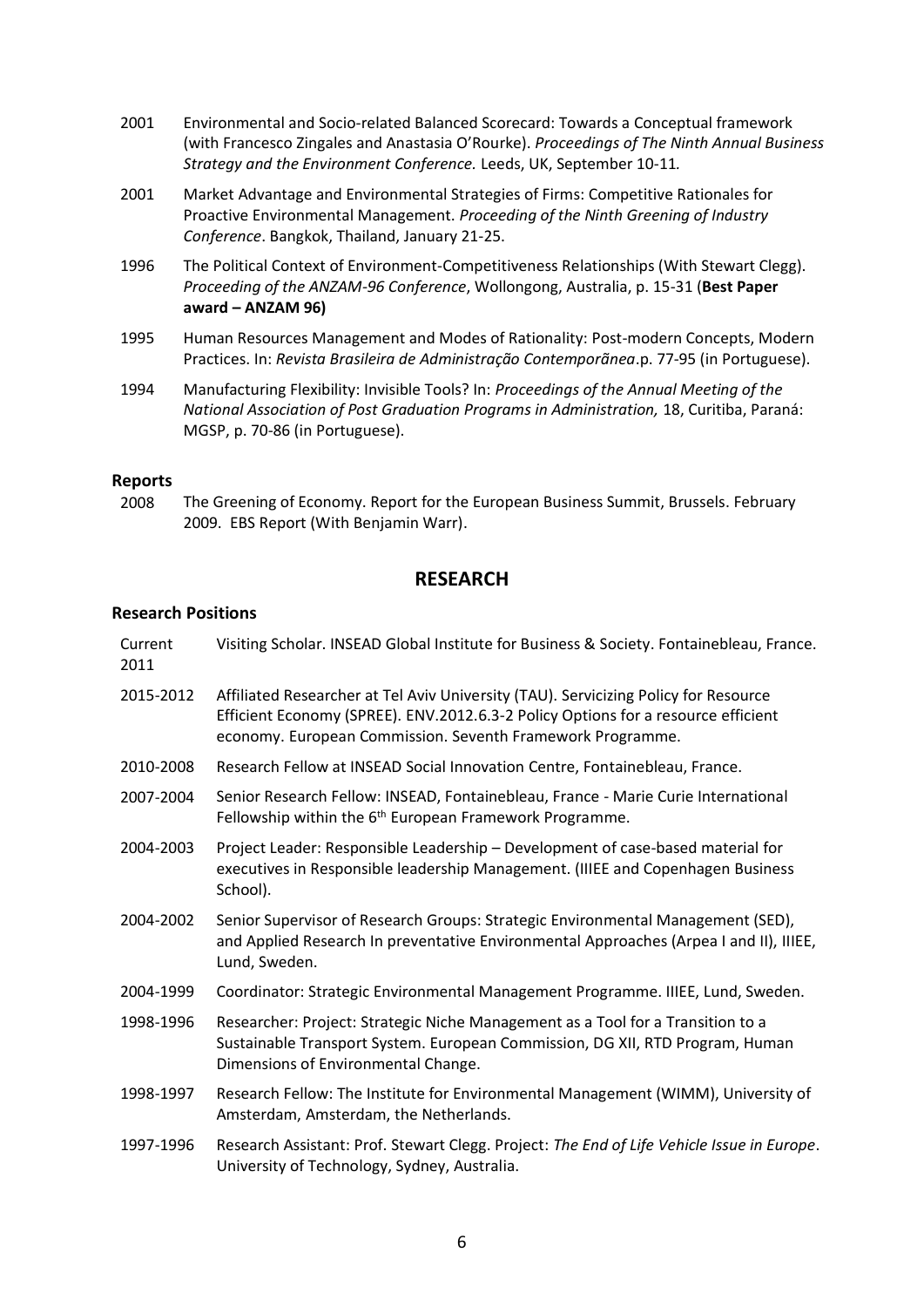2001 Environmental and Socio-related Balanced Scorecard: Towards a Conceptual framework (with Francesco Zingales and Anastasia O'Rourke). *Proceedings of The Ninth Annual Business Strategy and the Environment Conference.* Leeds, UK, September 10-11.

2001 Market Advantage and Environmental Strategies of Firms: Competitive Rationales for Proactive Environmental Management. *Proceeding of the Ninth Greening of Industry Conference*. Bangkok, Thailand, January 21-25.

1996 The Political Context of Environment-Competitiveness Relationships (With Stewart Clegg). *Proceeding of the ANZAM-96 Conference*, Wollongong, Australia, p. 15-31 (**Best Paper award – ANZAM 96)**

1995 Human Resources Management and Modes of Rationality: Post-modern Concepts, Modern Practices. In: *Revista Brasileira de Administração Contemporãnea*.p. 77-95 (in Portuguese).

1994 Manufacturing Flexibility: Invisible Tools? In: *Proceedings of the Annual Meeting of the National Association of Post Graduation Programs in Administration,* 18, Curitiba, Paraná: MGSP, p. 70-86 (in Portuguese).

### Reports

2008 The Greening of Economy. Report for the European Business Summit, Brussels. February 2009. EBS Report (With Benjamin Warr).

## RESEARCH

### Research Positions

Current 2011 Visiting Scholar. INSEAD Global Institute for Business & Society. Fontainebleau, France.

2015-2012 Affiliated Researcher at Tel Aviv University (TAU). Servicizing Policy for Resource Efficient Economy (SPREE). ENV.2012.6.3-2 Policy Options for a resource efficient economy. European Commission. Seventh Framework Programme.

2010-2008 Research Fellow at INSEAD Social Innovation Centre, Fontainebleau, France.

2007-2004 Senior Research Fellow: INSEAD, Fontainebleau, France - Marie Curie International Fellowship within the 6th European Framework Programme.

2004-2003 Project Leader: Responsible Leadership – Development of case-based material for executives in Responsible leadership Management. (IIIEE and Copenhagen Business School).

2004-2002 Senior Supervisor of Research Groups: Strategic Environmental Management (SED), and Applied Research In preventative Environmental Approaches (Arpea I and II), IIIEE, Lund, Sweden.

2004-1999 Coordinator: Strategic Environmental Management Programme. IIIEE, Lund, Sweden.

1998-1996 Researcher: Project: Strategic Niche Management as a Tool for a Transition to a Sustainable Transport System. European Commission, DG XII, RTD Program, Human Dimensions of Environmental Change.

1998-1997 Research Fellow: The Institute for Environmental Management (WIMM), University of Amsterdam, Amsterdam, the Netherlands.

1997-1996 Research Assistant: Prof. Stewart Clegg. Project: *The End of Life Vehicle Issue in Europe*. University of Technology, Sydney, Australia.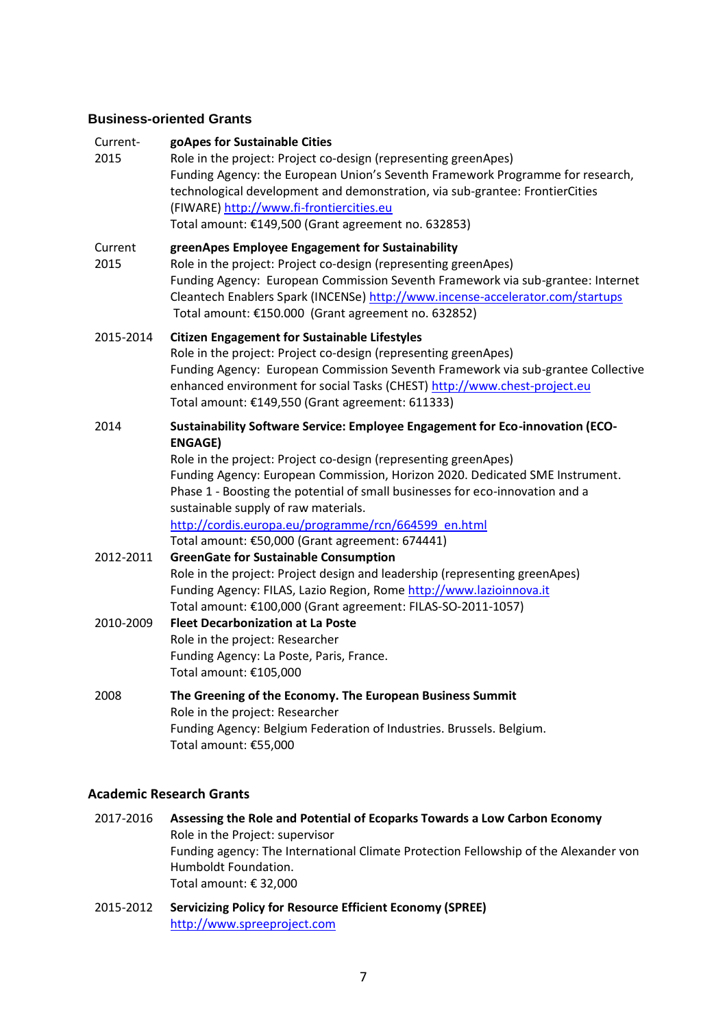### Business-oriented Grants

| | |
|---|---|
| Current-2015 | **goApes for Sustainable Cities**<br>Role in the project: Project co-design (representing greenApes)<br>Funding Agency: the European Union's Seventh Framework Programme for research, technological development and demonstration, via sub-grantee: FrontierCities (FIWARE) http://www.fi-frontiercities.eu<br>Total amount: €149,500 (Grant agreement no. 632853) |
| Current 2015 | **greenApes Employee Engagement for Sustainability**<br>Role in the project: Project co-design (representing greenApes)<br>Funding Agency: European Commission Seventh Framework via sub-grantee: Internet Cleantech Enablers Spark (INCENSe) http://www.incense-accelerator.com/startups<br>Total amount: €150.000 (Grant agreement no. 632852) |
| 2015-2014 | **Citizen Engagement for Sustainable Lifestyles**<br>Role in the project: Project co-design (representing greenApes)<br>Funding Agency: European Commission Seventh Framework via sub-grantee Collective enhanced environment for social Tasks (CHEST) http://www.chest-project.eu<br>Total amount: €149,550 (Grant agreement: 611333) |
| 2014 | **Sustainability Software Service: Employee Engagement for Eco-innovation (ECO-ENGAGE)**<br>Role in the project: Project co-design (representing greenApes)<br>Funding Agency: European Commission, Horizon 2020. Dedicated SME Instrument. Phase 1 - Boosting the potential of small businesses for eco-innovation and a sustainable supply of raw materials.<br>http://cordis.europa.eu/programme/rcn/664599_en.html<br>Total amount: €50,000 (Grant agreement: 674441) |
| 2012-2011 | **GreenGate for Sustainable Consumption**<br>Role in the project: Project design and leadership (representing greenApes)<br>Funding Agency: FILAS, Lazio Region, Rome http://www.lazioinnova.it<br>Total amount: €100,000 (Grant agreement: FILAS-SO-2011-1057) |
| 2010-2009 | **Fleet Decarbonization at La Poste**<br>Role in the project: Researcher<br>Funding Agency: La Poste, Paris, France.<br>Total amount: €105,000 |
| 2008 | **The Greening of the Economy. The European Business Summit**<br>Role in the project: Researcher<br>Funding Agency: Belgium Federation of Industries. Brussels. Belgium.<br>Total amount: €55,000 |

### Academic Research Grants

| | |
|---|---|
| 2017-2016 | **Assessing the Role and Potential of Ecoparks Towards a Low Carbon Economy**<br>Role in the Project: supervisor<br>Funding agency: The International Climate Protection Fellowship of the Alexander von Humboldt Foundation.<br>Total amount: € 32,000 |
| 2015-2012 | **Servicizing Policy for Resource Efficient Economy (SPREE)**<br>http://www.spreeproject.com |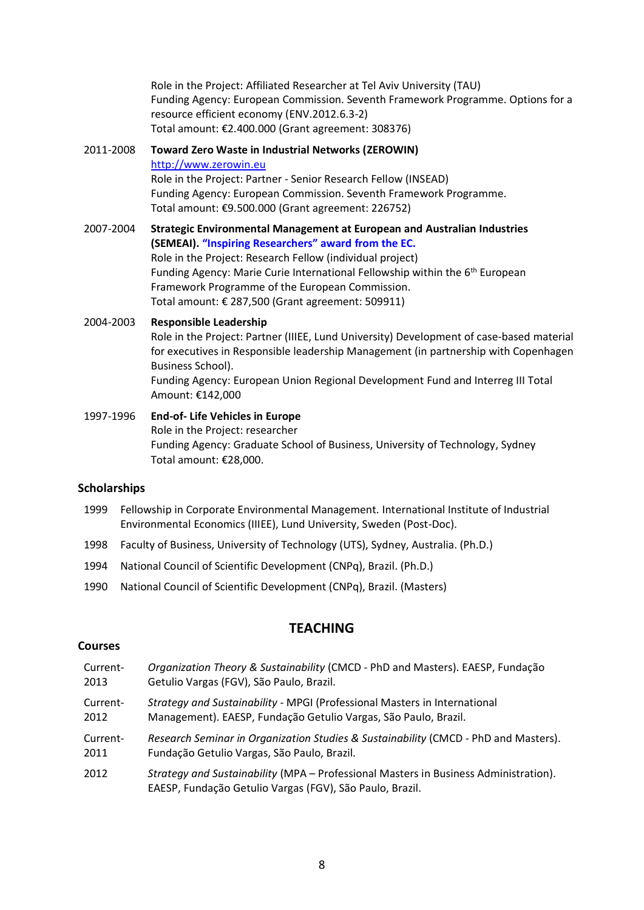Role in the Project: Affiliated Researcher at Tel Aviv University (TAU)
Funding Agency: European Commission. Seventh Framework Programme. Options for a resource efficient economy (ENV.2012.6.3-2)
Total amount: €2.400.000 (Grant agreement: 308376)

2011-2008 **Toward Zero Waste in Industrial Networks (ZEROWIN)**
http://www.zerowin.eu
Role in the Project: Partner - Senior Research Fellow (INSEAD)
Funding Agency: European Commission. Seventh Framework Programme.
Total amount: €9.500.000 (Grant agreement: 226752)

2007-2004 **Strategic Environmental Management at European and Australian Industries (SEMEAI). "Inspiring Researchers" award from the EC.**
Role in the Project: Research Fellow (individual project)
Funding Agency: Marie Curie International Fellowship within the 6th European Framework Programme of the European Commission.
Total amount: € 287,500 (Grant agreement: 509911)

2004-2003 **Responsible Leadership**
Role in the Project: Partner (IIIEE, Lund University) Development of case-based material for executives in Responsible leadership Management (in partnership with Copenhagen Business School).
Funding Agency: European Union Regional Development Fund and Interreg III Total Amount: €142,000

1997-1996 **End-of- Life Vehicles in Europe**
Role in the Project: researcher
Funding Agency: Graduate School of Business, University of Technology, Sydney
Total amount: €28,000.

### Scholarships

1999 Fellowship in Corporate Environmental Management. International Institute of Industrial Environmental Economics (IIIEE), Lund University, Sweden (Post-Doc).

1998 Faculty of Business, University of Technology (UTS), Sydney, Australia. (Ph.D.)

1994 National Council of Scientific Development (CNPq), Brazil. (Ph.D.)

1990 National Council of Scientific Development (CNPq), Brazil. (Masters)

## TEACHING

### Courses

Current-2013 *Organization Theory & Sustainability* (CMCD - PhD and Masters). EAESP, Fundação Getulio Vargas (FGV), São Paulo, Brazil.

Current-2012 *Strategy and Sustainability* - MPGI (Professional Masters in International Management). EAESP, Fundação Getulio Vargas, São Paulo, Brazil.

Current-2011 *Research Seminar in Organization Studies & Sustainability* (CMCD - PhD and Masters). Fundação Getulio Vargas, São Paulo, Brazil.

2012 *Strategy and Sustainability* (MPA – Professional Masters in Business Administration). EAESP, Fundação Getulio Vargas (FGV), São Paulo, Brazil.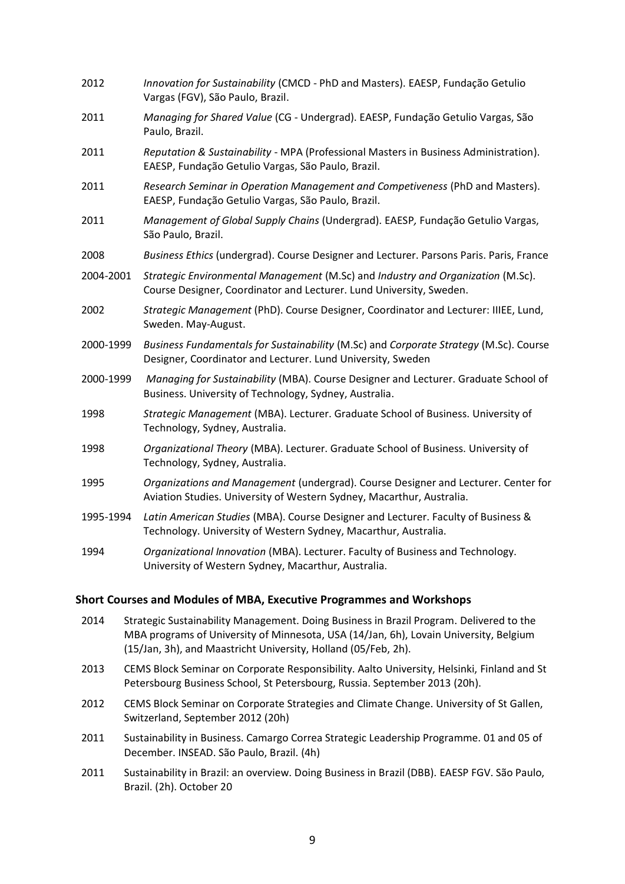2012 *Innovation for Sustainability* (CMCD - PhD and Masters). EAESP, Fundação Getulio Vargas (FGV), São Paulo, Brazil.

2011 *Managing for Shared Value* (CG - Undergrad). EAESP, Fundação Getulio Vargas, São Paulo, Brazil.

2011 *Reputation & Sustainability* - MPA (Professional Masters in Business Administration). EAESP, Fundação Getulio Vargas, São Paulo, Brazil.

2011 *Research Seminar in Operation Management and Competiveness* (PhD and Masters). EAESP, Fundação Getulio Vargas, São Paulo, Brazil.

2011 *Management of Global Supply Chains* (Undergrad). EAESP*,* Fundação Getulio Vargas, São Paulo, Brazil.

2008 *Business Ethics* (undergrad). Course Designer and Lecturer. Parsons Paris. Paris, France

2004-2001 *Strategic Environmental Management* (M.Sc) and *Industry and Organization* (M.Sc). Course Designer, Coordinator and Lecturer. Lund University, Sweden.

2002 *Strategic Management* (PhD). Course Designer, Coordinator and Lecturer: IIIEE, Lund, Sweden. May-August.

2000-1999 *Business Fundamentals for Sustainability* (M.Sc) and *Corporate Strategy* (M.Sc). Course Designer, Coordinator and Lecturer. Lund University, Sweden

2000-1999 *Managing for Sustainability* (MBA). Course Designer and Lecturer. Graduate School of Business. University of Technology, Sydney, Australia.

1998 *Strategic Management* (MBA). Lecturer. Graduate School of Business. University of Technology, Sydney, Australia.

1998 *Organizational Theory* (MBA). Lecturer. Graduate School of Business. University of Technology, Sydney, Australia.

1995 *Organizations and Management* (undergrad). Course Designer and Lecturer. Center for Aviation Studies. University of Western Sydney, Macarthur, Australia.

1995-1994 *Latin American Studies* (MBA). Course Designer and Lecturer. Faculty of Business & Technology. University of Western Sydney, Macarthur, Australia.

1994 *Organizational Innovation* (MBA). Lecturer. Faculty of Business and Technology. University of Western Sydney, Macarthur, Australia.

## Short Courses and Modules of MBA, Executive Programmes and Workshops

2014 Strategic Sustainability Management. Doing Business in Brazil Program. Delivered to the MBA programs of University of Minnesota, USA (14/Jan, 6h), Lovain University, Belgium (15/Jan, 3h), and Maastricht University, Holland (05/Feb, 2h).

2013 CEMS Block Seminar on Corporate Responsibility. Aalto University, Helsinki, Finland and St Petersbourg Business School, St Petersbourg, Russia. September 2013 (20h).

2012 CEMS Block Seminar on Corporate Strategies and Climate Change. University of St Gallen, Switzerland, September 2012 (20h)

2011 Sustainability in Business. Camargo Correa Strategic Leadership Programme. 01 and 05 of December. INSEAD. São Paulo, Brazil. (4h)

2011 Sustainability in Brazil: an overview. Doing Business in Brazil (DBB). EAESP FGV. São Paulo, Brazil. (2h). October 20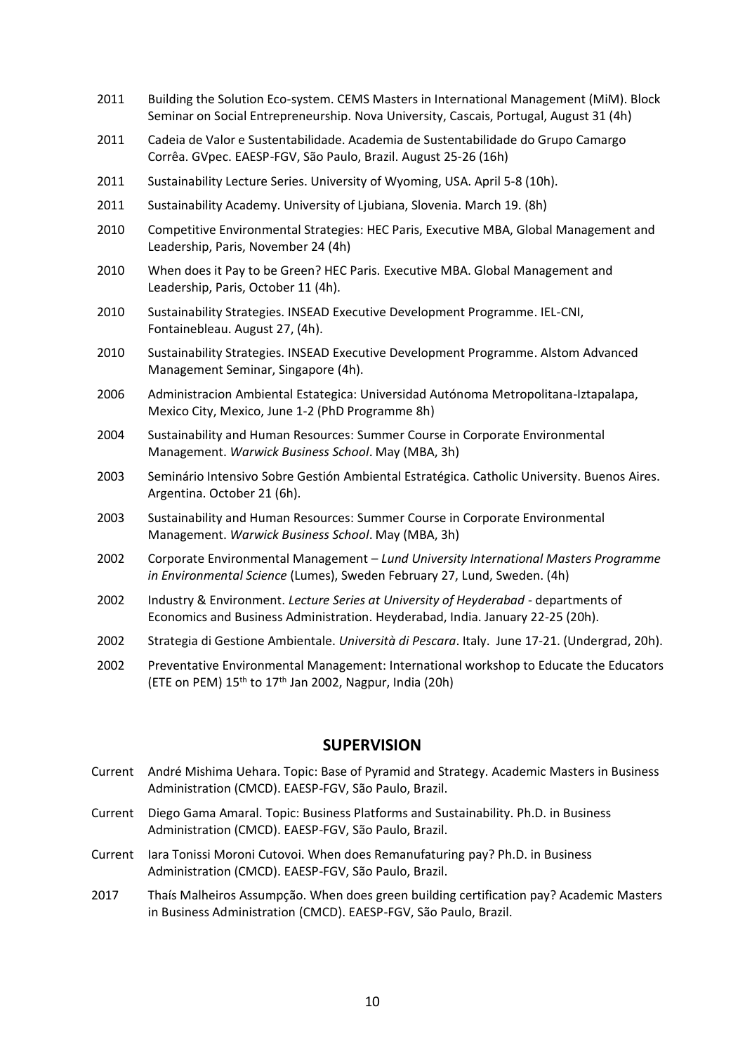2011 Building the Solution Eco-system. CEMS Masters in International Management (MiM). Block Seminar on Social Entrepreneurship. Nova University, Cascais, Portugal, August 31 (4h)

2011 Cadeia de Valor e Sustentabilidade. Academia de Sustentabilidade do Grupo Camargo Corrêa. GVpec. EAESP-FGV, São Paulo, Brazil. August 25-26 (16h)

2011 Sustainability Lecture Series. University of Wyoming, USA. April 5-8 (10h).

2011 Sustainability Academy. University of Ljubiana, Slovenia. March 19. (8h)

2010 Competitive Environmental Strategies: HEC Paris, Executive MBA, Global Management and Leadership, Paris, November 24 (4h)

2010 When does it Pay to be Green? HEC Paris. Executive MBA. Global Management and Leadership, Paris, October 11 (4h).

2010 Sustainability Strategies. INSEAD Executive Development Programme. IEL-CNI, Fontainebleau. August 27, (4h).

2010 Sustainability Strategies. INSEAD Executive Development Programme. Alstom Advanced Management Seminar, Singapore (4h).

2006 Administracion Ambiental Estategica: Universidad Autónoma Metropolitana-Iztapalapa, Mexico City, Mexico, June 1-2 (PhD Programme 8h)

2004 Sustainability and Human Resources: Summer Course in Corporate Environmental Management. *Warwick Business School*. May (MBA, 3h)

2003 Seminário Intensivo Sobre Gestión Ambiental Estratégica. Catholic University. Buenos Aires. Argentina. October 21 (6h).

2003 Sustainability and Human Resources: Summer Course in Corporate Environmental Management. *Warwick Business School*. May (MBA, 3h)

2002 Corporate Environmental Management – *Lund University International Masters Programme in Environmental Science* (Lumes), Sweden February 27, Lund, Sweden. (4h)

2002 Industry & Environment. *Lecture Series at University of Heyderabad* - departments of Economics and Business Administration. Heyderabad, India. January 22-25 (20h).

2002 Strategia di Gestione Ambientale. *Università di Pescara*. Italy. June 17-21. (Undergrad, 20h).

2002 Preventative Environmental Management: International workshop to Educate the Educators (ETE on PEM) 15th to 17th Jan 2002, Nagpur, India (20h)

## SUPERVISION

Current André Mishima Uehara. Topic: Base of Pyramid and Strategy. Academic Masters in Business Administration (CMCD). EAESP-FGV, São Paulo, Brazil.

Current Diego Gama Amaral. Topic: Business Platforms and Sustainability. Ph.D. in Business Administration (CMCD). EAESP-FGV, São Paulo, Brazil.

Current Iara Tonissi Moroni Cutovoi. When does Remanufaturing pay? Ph.D. in Business Administration (CMCD). EAESP-FGV, São Paulo, Brazil.

2017 Thaís Malheiros Assumpção. When does green building certification pay? Academic Masters in Business Administration (CMCD). EAESP-FGV, São Paulo, Brazil.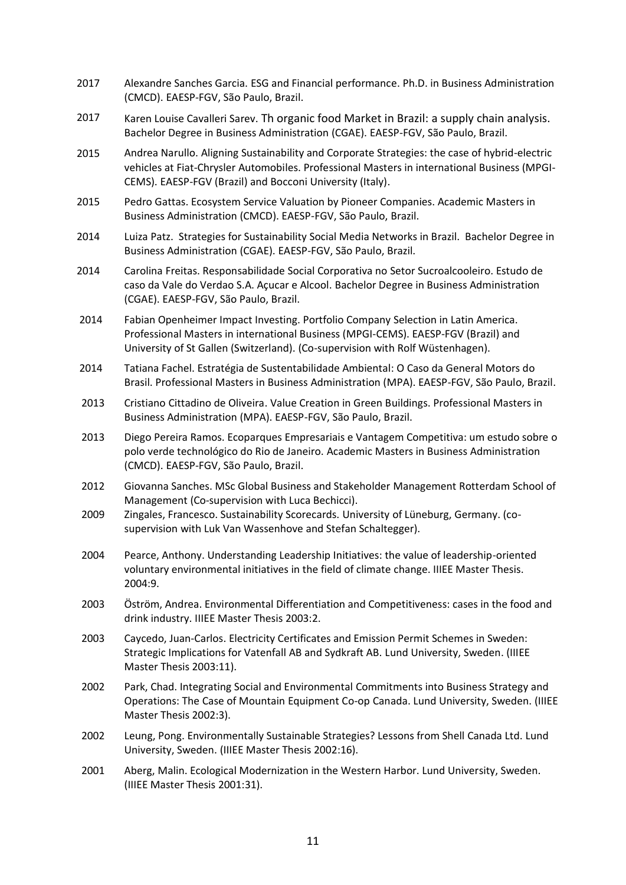2017 Alexandre Sanches Garcia. ESG and Financial performance. Ph.D. in Business Administration (CMCD). EAESP-FGV, São Paulo, Brazil.

2017 Karen Louise Cavalleri Sarev. Th organic food Market in Brazil: a supply chain analysis. Bachelor Degree in Business Administration (CGAE). EAESP-FGV, São Paulo, Brazil.

2015 Andrea Narullo. Aligning Sustainability and Corporate Strategies: the case of hybrid-electric vehicles at Fiat-Chrysler Automobiles. Professional Masters in international Business (MPGI-CEMS). EAESP-FGV (Brazil) and Bocconi University (Italy).

2015 Pedro Gattas. Ecosystem Service Valuation by Pioneer Companies. Academic Masters in Business Administration (CMCD). EAESP-FGV, São Paulo, Brazil.

2014 Luiza Patz. Strategies for Sustainability Social Media Networks in Brazil. Bachelor Degree in Business Administration (CGAE). EAESP-FGV, São Paulo, Brazil.

2014 Carolina Freitas. Responsabilidade Social Corporativa no Setor Sucroalcooleiro. Estudo de caso da Vale do Verdao S.A. Açucar e Alcool. Bachelor Degree in Business Administration (CGAE). EAESP-FGV, São Paulo, Brazil.

2014 Fabian Openheimer Impact Investing. Portfolio Company Selection in Latin America. Professional Masters in international Business (MPGI-CEMS). EAESP-FGV (Brazil) and University of St Gallen (Switzerland). (Co-supervision with Rolf Wüstenhagen).

2014 Tatiana Fachel. Estratégia de Sustentabilidade Ambiental: O Caso da General Motors do Brasil. Professional Masters in Business Administration (MPA). EAESP-FGV, São Paulo, Brazil.

2013 Cristiano Cittadino de Oliveira. Value Creation in Green Buildings. Professional Masters in Business Administration (MPA). EAESP-FGV, São Paulo, Brazil.

2013 Diego Pereira Ramos. Ecoparques Empresariais e Vantagem Competitiva: um estudo sobre o polo verde technológico do Rio de Janeiro. Academic Masters in Business Administration (CMCD). EAESP-FGV, São Paulo, Brazil.

2012 Giovanna Sanches. MSc Global Business and Stakeholder Management Rotterdam School of Management (Co-supervision with Luca Bechicci).

2009 Zingales, Francesco. Sustainability Scorecards. University of Lüneburg, Germany. (co-supervision with Luk Van Wassenhove and Stefan Schaltegger).

2004 Pearce, Anthony. Understanding Leadership Initiatives: the value of leadership-oriented voluntary environmental initiatives in the field of climate change. IIIEE Master Thesis. 2004:9.

2003 Öström, Andrea. Environmental Differentiation and Competitiveness: cases in the food and drink industry. IIIEE Master Thesis 2003:2.

2003 Caycedo, Juan-Carlos. Electricity Certificates and Emission Permit Schemes in Sweden: Strategic Implications for Vatenfall AB and Sydkraft AB. Lund University, Sweden. (IIIEE Master Thesis 2003:11).

2002 Park, Chad. Integrating Social and Environmental Commitments into Business Strategy and Operations: The Case of Mountain Equipment Co-op Canada. Lund University, Sweden. (IIIEE Master Thesis 2002:3).

2002 Leung, Pong. Environmentally Sustainable Strategies? Lessons from Shell Canada Ltd. Lund University, Sweden. (IIIEE Master Thesis 2002:16).

2001 Aberg, Malin. Ecological Modernization in the Western Harbor. Lund University, Sweden. (IIIEE Master Thesis 2001:31).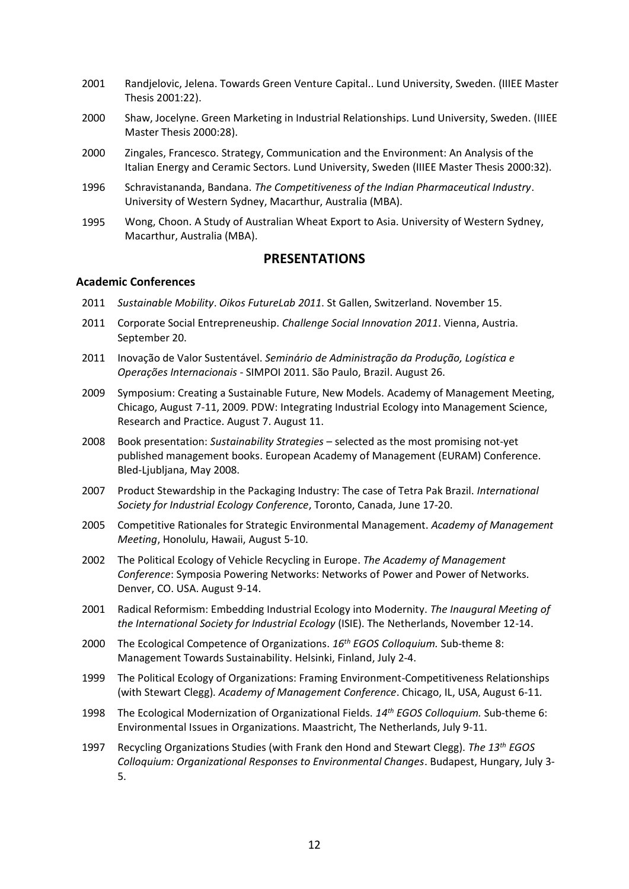2001 Randjelovic, Jelena. Towards Green Venture Capital.. Lund University, Sweden. (IIIEE Master Thesis 2001:22).

2000 Shaw, Jocelyne. Green Marketing in Industrial Relationships. Lund University, Sweden. (IIIEE Master Thesis 2000:28).

2000 Zingales, Francesco. Strategy, Communication and the Environment: An Analysis of the Italian Energy and Ceramic Sectors. Lund University, Sweden (IIIEE Master Thesis 2000:32).

1996 Schravistananda, Bandana. *The Competitiveness of the Indian Pharmaceutical Industry*. University of Western Sydney, Macarthur, Australia (MBA).

1995 Wong, Choon. A Study of Australian Wheat Export to Asia. University of Western Sydney, Macarthur, Australia (MBA).

## PRESENTATIONS

### Academic Conferences

2011 *Sustainable Mobility*. *Oikos FutureLab 2011*. St Gallen, Switzerland. November 15.

2011 Corporate Social Entrepreneuship. *Challenge Social Innovation 2011*. Vienna, Austria. September 20.

2011 Inovação de Valor Sustentável. *Seminário de Administração da Produção, Logística e Operações Internacionais* - SIMPOI 2011. São Paulo, Brazil. August 26.

2009 Symposium: Creating a Sustainable Future, New Models. Academy of Management Meeting, Chicago, August 7-11, 2009. PDW: Integrating Industrial Ecology into Management Science, Research and Practice. August 7. August 11.

2008 Book presentation: *Sustainability Strategies* – selected as the most promising not-yet published management books. European Academy of Management (EURAM) Conference. Bled-Ljubljana, May 2008.

2007 Product Stewardship in the Packaging Industry: The case of Tetra Pak Brazil. *International Society for Industrial Ecology Conference*, Toronto, Canada, June 17-20.

2005 Competitive Rationales for Strategic Environmental Management. *Academy of Management Meeting*, Honolulu, Hawaii, August 5-10.

2002 The Political Ecology of Vehicle Recycling in Europe. *The Academy of Management Conference*: Symposia Powering Networks: Networks of Power and Power of Networks. Denver, CO. USA. August 9-14.

2001 Radical Reformism: Embedding Industrial Ecology into Modernity. *The Inaugural Meeting of the International Society for Industrial Ecology* (ISIE). The Netherlands, November 12-14.

2000 The Ecological Competence of Organizations. *16th EGOS Colloquium.* Sub-theme 8: Management Towards Sustainability. Helsinki, Finland, July 2-4.

1999 The Political Ecology of Organizations: Framing Environment-Competitiveness Relationships (with Stewart Clegg)*. Academy of Management Conference*. Chicago, IL, USA, August 6-11*.*

1998 The Ecological Modernization of Organizational Fields. *14th EGOS Colloquium.* Sub-theme 6: Environmental Issues in Organizations. Maastricht, The Netherlands, July 9-11.

1997 Recycling Organizations Studies (with Frank den Hond and Stewart Clegg). *The 13th EGOS Colloquium: Organizational Responses to Environmental Changes*. Budapest, Hungary, July 3-5.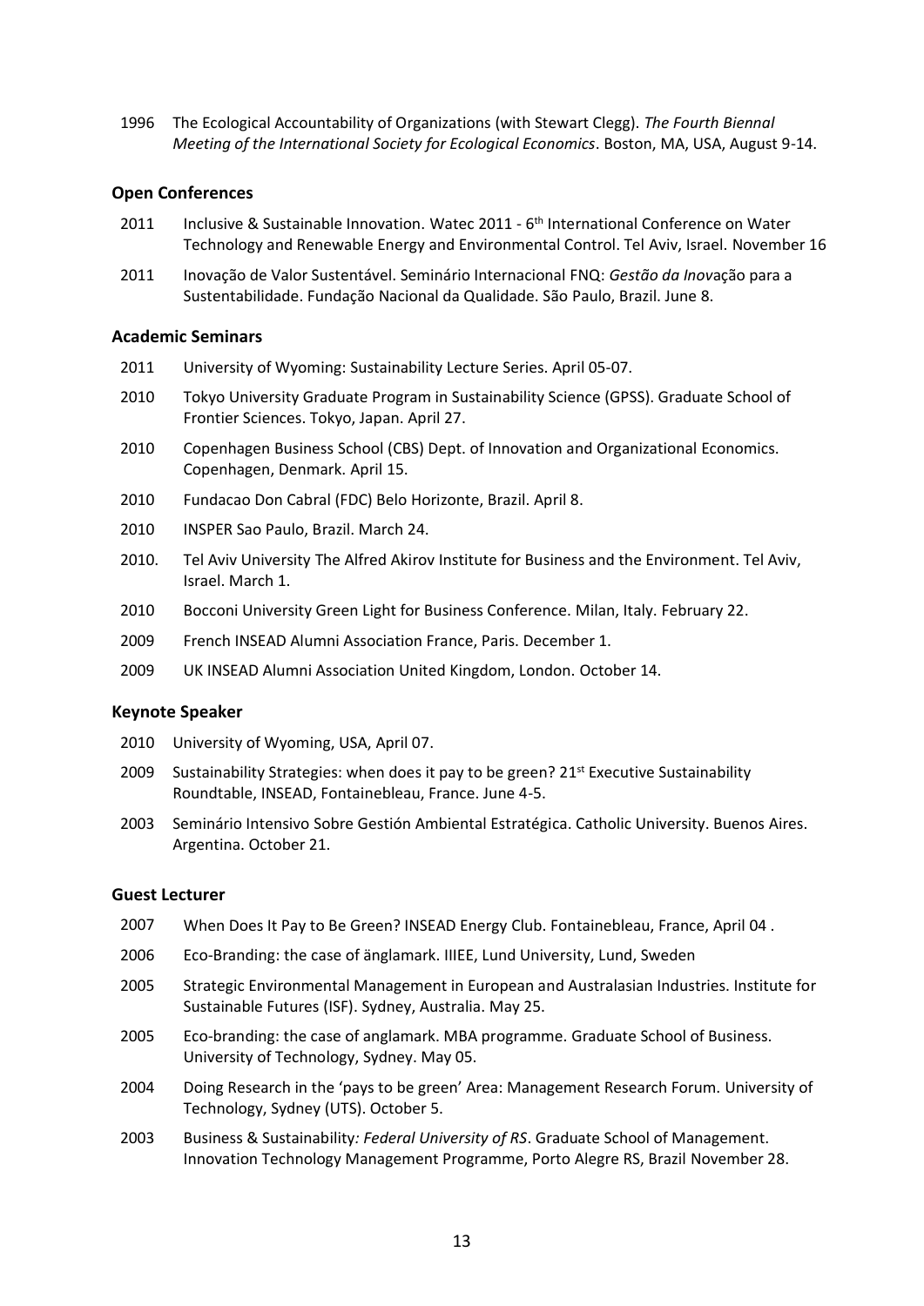1996 The Ecological Accountability of Organizations (with Stewart Clegg). *The Fourth Biennal Meeting of the International Society for Ecological Economics*. Boston, MA, USA, August 9-14.

### Open Conferences

2011 Inclusive & Sustainable Innovation. Watec 2011 - 6th International Conference on Water Technology and Renewable Energy and Environmental Control. Tel Aviv, Israel. November 16

2011 Inovação de Valor Sustentável. Seminário Internacional FNQ: *Gestão da Inov*ação para a Sustentabilidade. Fundação Nacional da Qualidade. São Paulo, Brazil. June 8.

### Academic Seminars

2011 University of Wyoming: Sustainability Lecture Series. April 05-07.

2010 Tokyo University Graduate Program in Sustainability Science (GPSS). Graduate School of Frontier Sciences. Tokyo, Japan. April 27.

2010 Copenhagen Business School (CBS) Dept. of Innovation and Organizational Economics. Copenhagen, Denmark. April 15.

2010 Fundacao Don Cabral (FDC) Belo Horizonte, Brazil. April 8.

2010 INSPER Sao Paulo, Brazil. March 24.

2010. Tel Aviv University The Alfred Akirov Institute for Business and the Environment. Tel Aviv, Israel. March 1.

2010 Bocconi University Green Light for Business Conference. Milan, Italy. February 22.

2009 French INSEAD Alumni Association France, Paris. December 1.

2009 UK INSEAD Alumni Association United Kingdom, London. October 14.

### Keynote Speaker

2010 University of Wyoming, USA, April 07.

2009 Sustainability Strategies: when does it pay to be green? 21st Executive Sustainability Roundtable, INSEAD, Fontainebleau, France. June 4-5.

2003 Seminário Intensivo Sobre Gestión Ambiental Estratégica. Catholic University. Buenos Aires. Argentina. October 21.

### Guest Lecturer

2007 When Does It Pay to Be Green? INSEAD Energy Club. Fontainebleau, France, April 04 .

2006 Eco-Branding: the case of änglamark. IIIEE, Lund University, Lund, Sweden

2005 Strategic Environmental Management in European and Australasian Industries. Institute for Sustainable Futures (ISF). Sydney, Australia. May 25.

2005 Eco-branding: the case of anglamark. MBA programme. Graduate School of Business. University of Technology, Sydney. May 05.

2004 Doing Research in the 'pays to be green' Area: Management Research Forum. University of Technology, Sydney (UTS). October 5.

2003 Business & Sustainability*: Federal University of RS*. Graduate School of Management. Innovation Technology Management Programme, Porto Alegre RS, Brazil November 28.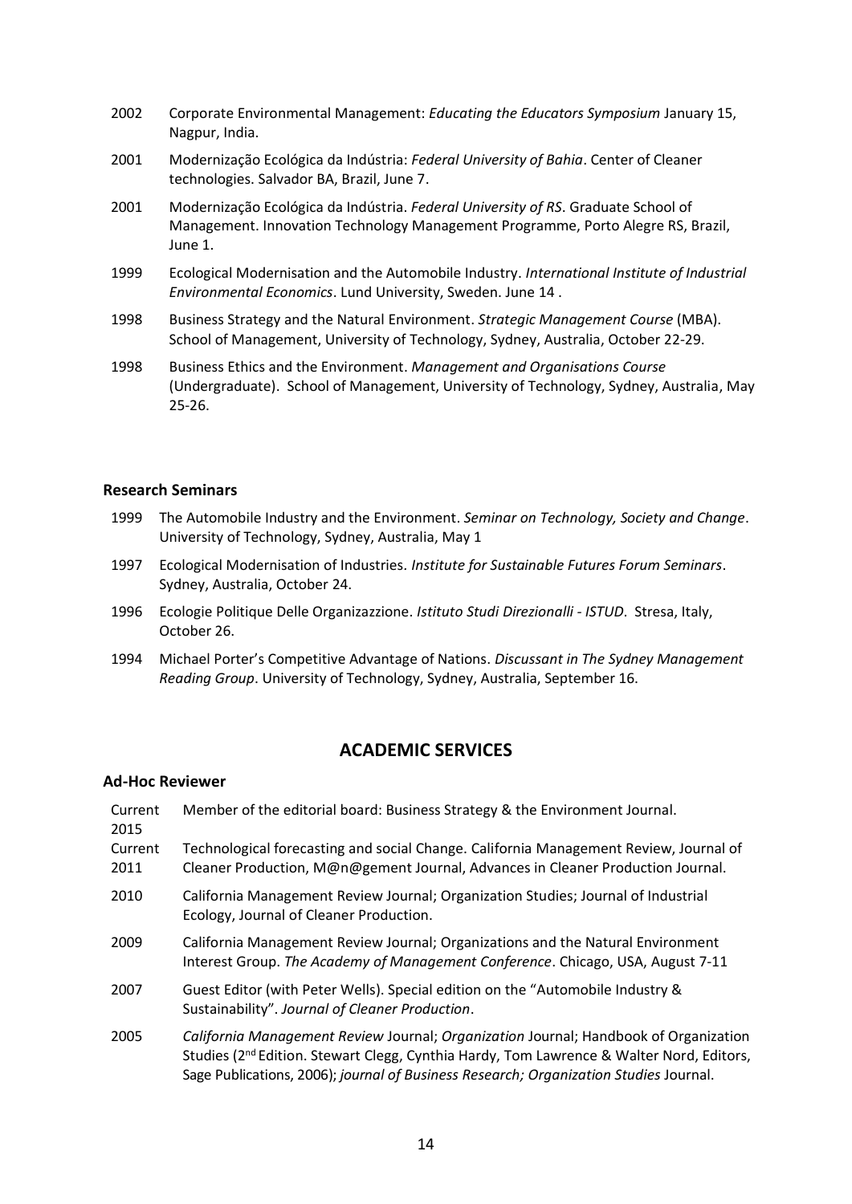2002 Corporate Environmental Management: *Educating the Educators Symposium* January 15, Nagpur, India.

2001 Modernização Ecológica da Indústria: *Federal University of Bahia*. Center of Cleaner technologies. Salvador BA, Brazil, June 7.

2001 Modernização Ecológica da Indústria. *Federal University of RS*. Graduate School of Management. Innovation Technology Management Programme, Porto Alegre RS, Brazil, June 1.

1999 Ecological Modernisation and the Automobile Industry. *International Institute of Industrial Environmental Economics*. Lund University, Sweden. June 14 .

1998 Business Strategy and the Natural Environment. *Strategic Management Course* (MBA). School of Management, University of Technology, Sydney, Australia, October 22-29.

1998 Business Ethics and the Environment. *Management and Organisations Course* (Undergraduate). School of Management, University of Technology, Sydney, Australia, May 25-26.

### Research Seminars

1999 The Automobile Industry and the Environment. *Seminar on Technology, Society and Change*. University of Technology, Sydney, Australia, May 1

1997 Ecological Modernisation of Industries. *Institute for Sustainable Futures Forum Seminars*. Sydney, Australia, October 24.

1996 Ecologie Politique Delle Organizazzione. *Istituto Studi Direzionalli - ISTUD*. Stresa, Italy, October 26.

1994 Michael Porter's Competitive Advantage of Nations. *Discussant in The Sydney Management Reading Group*. University of Technology, Sydney, Australia, September 16.

## ACADEMIC SERVICES

### Ad-Hoc Reviewer

Current 2015 Member of the editorial board: Business Strategy & the Environment Journal.

Current 2011 Technological forecasting and social Change. California Management Review, Journal of Cleaner Production, M@n@gement Journal, Advances in Cleaner Production Journal.

2010 California Management Review Journal; Organization Studies; Journal of Industrial Ecology, Journal of Cleaner Production.

2009 California Management Review Journal; Organizations and the Natural Environment Interest Group. *The Academy of Management Conference*. Chicago, USA, August 7-11

2007 Guest Editor (with Peter Wells). Special edition on the "Automobile Industry & Sustainability". *Journal of Cleaner Production*.

2005 *California Management Review* Journal; *Organization* Journal; Handbook of Organization Studies (2nd Edition. Stewart Clegg, Cynthia Hardy, Tom Lawrence & Walter Nord, Editors, Sage Publications, 2006); *journal of Business Research; Organization Studies* Journal.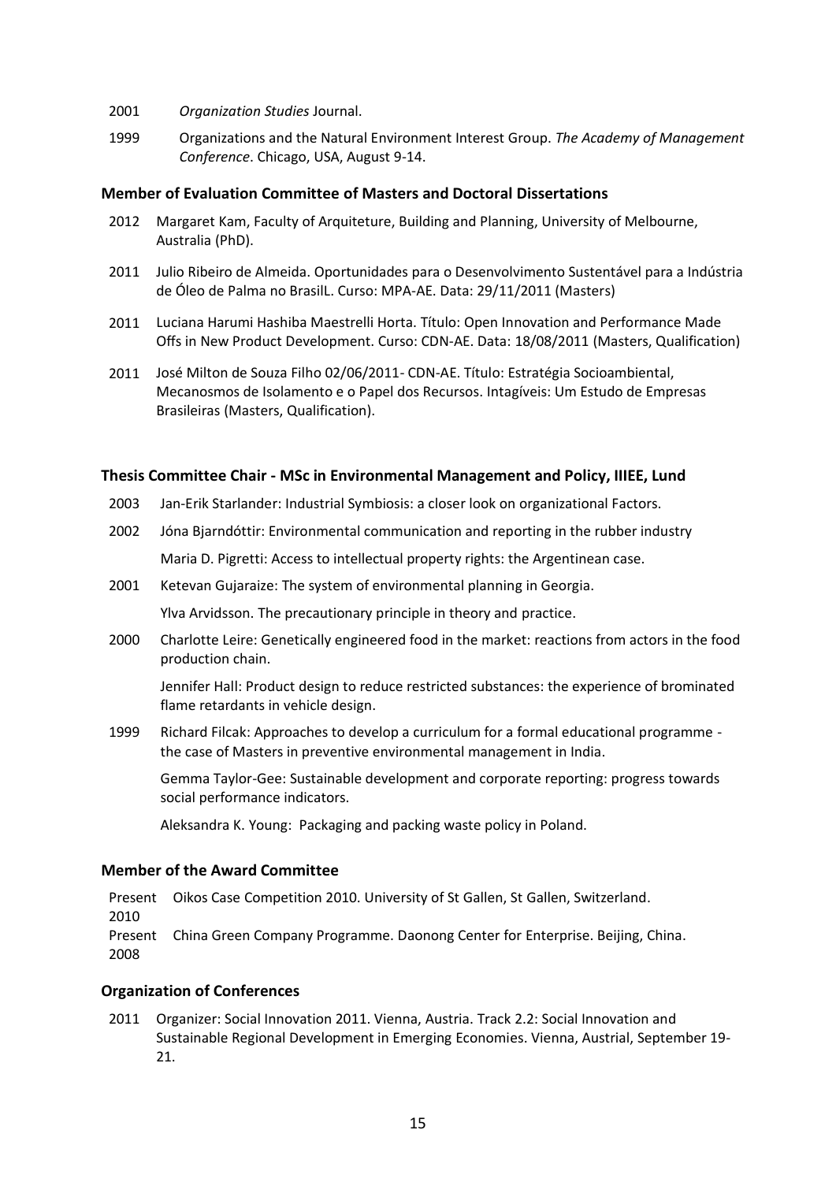2001 *Organization Studies* Journal.

1999 Organizations and the Natural Environment Interest Group. *The Academy of Management Conference*. Chicago, USA, August 9-14.

### Member of Evaluation Committee of Masters and Doctoral Dissertations

2012 Margaret Kam, Faculty of Arquiteture, Building and Planning, University of Melbourne, Australia (PhD).

2011 Julio Ribeiro de Almeida. Oportunidades para o Desenvolvimento Sustentável para a Indústria de Óleo de Palma no BrasilL. Curso: MPA-AE. Data: 29/11/2011 (Masters)

2011 Luciana Harumi Hashiba Maestrelli Horta. Título: Open Innovation and Performance Made Offs in New Product Development. Curso: CDN-AE. Data: 18/08/2011 (Masters, Qualification)

2011 José Milton de Souza Filho 02/06/2011- CDN-AE. Título: Estratégia Socioambiental, Mecanosmos de Isolamento e o Papel dos Recursos. Intagíveis: Um Estudo de Empresas Brasileiras (Masters, Qualification).

### Thesis Committee Chair - MSc in Environmental Management and Policy, IIIEE, Lund

2003 Jan-Erik Starlander: Industrial Symbiosis: a closer look on organizational Factors.

2002 Jóna Bjarndóttir: Environmental communication and reporting in the rubber industry

Maria D. Pigretti: Access to intellectual property rights: the Argentinean case.

2001 Ketevan Gujaraize: The system of environmental planning in Georgia.

Ylva Arvidsson. The precautionary principle in theory and practice.

2000 Charlotte Leire: Genetically engineered food in the market: reactions from actors in the food production chain.

Jennifer Hall: Product design to reduce restricted substances: the experience of brominated flame retardants in vehicle design.

1999 Richard Filcak: Approaches to develop a curriculum for a formal educational programme - the case of Masters in preventive environmental management in India.

Gemma Taylor-Gee: Sustainable development and corporate reporting: progress towards social performance indicators.

Aleksandra K. Young: Packaging and packing waste policy in Poland.

### Member of the Award Committee

Present 2010 Oikos Case Competition 2010. University of St Gallen, St Gallen, Switzerland.

Present 2008 China Green Company Programme. Daonong Center for Enterprise. Beijing, China.

### Organization of Conferences

2011 Organizer: Social Innovation 2011. Vienna, Austria. Track 2.2: Social Innovation and Sustainable Regional Development in Emerging Economies. Vienna, Austrial, September 19-21.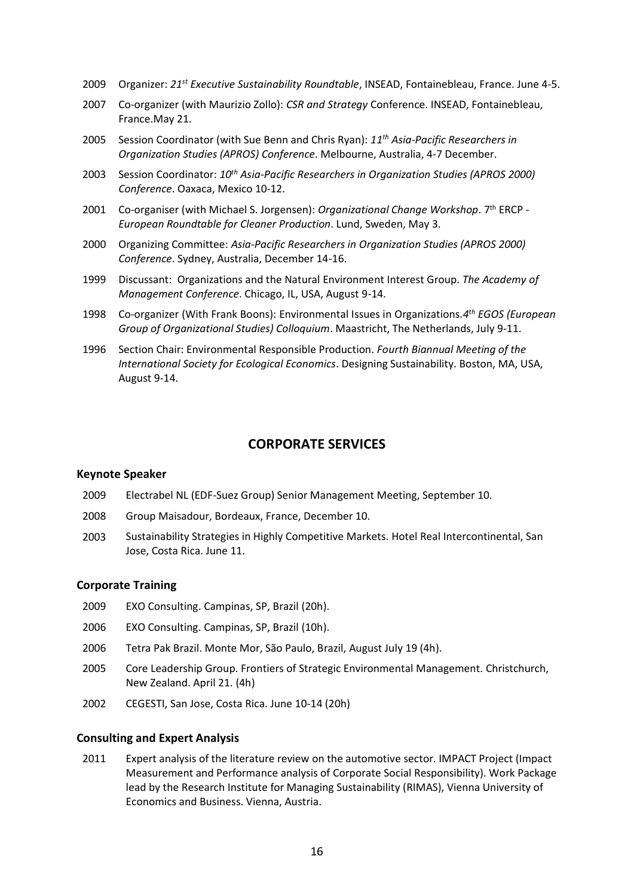2009 Organizer: *21st Executive Sustainability Roundtable*, INSEAD, Fontainebleau, France. June 4-5.

2007 Co-organizer (with Maurizio Zollo): *CSR and Strategy* Conference. INSEAD, Fontainebleau, France.May 21.

2005 Session Coordinator (with Sue Benn and Chris Ryan): *11th Asia-Pacific Researchers in Organization Studies (APROS) Conference*. Melbourne, Australia, 4-7 December.

2003 Session Coordinator: *10th Asia-Pacific Researchers in Organization Studies (APROS 2000) Conference*. Oaxaca, Mexico 10-12.

2001 Co-organiser (with Michael S. Jorgensen): *Organizational Change Workshop*. 7th ERCP - *European Roundtable for Cleaner Production*. Lund, Sweden, May 3.

2000 Organizing Committee: *Asia-Pacific Researchers in Organization Studies (APROS 2000) Conference*. Sydney, Australia, December 14-16.

1999 Discussant: Organizations and the Natural Environment Interest Group. *The Academy of Management Conference*. Chicago, IL, USA, August 9-14.

1998 Co-organizer (With Frank Boons): Environmental Issues in Organizations.*4th EGOS (European Group of Organizational Studies) Colloquium*. Maastricht, The Netherlands, July 9-11.

1996 Section Chair: Environmental Responsible Production. *Fourth Biannual Meeting of the International Society for Ecological Economics*. Designing Sustainability. Boston, MA, USA, August 9-14.

## CORPORATE SERVICES

### Keynote Speaker

2009 Electrabel NL (EDF-Suez Group) Senior Management Meeting, September 10.

2008 Group Maisadour, Bordeaux, France, December 10.

2003 Sustainability Strategies in Highly Competitive Markets. Hotel Real Intercontinental, San Jose, Costa Rica. June 11.

### Corporate Training

2009 EXO Consulting. Campinas, SP, Brazil (20h).

2006 EXO Consulting. Campinas, SP, Brazil (10h).

2006 Tetra Pak Brazil. Monte Mor, São Paulo, Brazil, August July 19 (4h).

2005 Core Leadership Group. Frontiers of Strategic Environmental Management. Christchurch, New Zealand. April 21. (4h)

2002 CEGESTI, San Jose, Costa Rica. June 10-14 (20h)

### Consulting and Expert Analysis

2011 Expert analysis of the literature review on the automotive sector. IMPACT Project (Impact Measurement and Performance analysis of Corporate Social Responsibility). Work Package lead by the Research Institute for Managing Sustainability (RIMAS), Vienna University of Economics and Business. Vienna, Austria.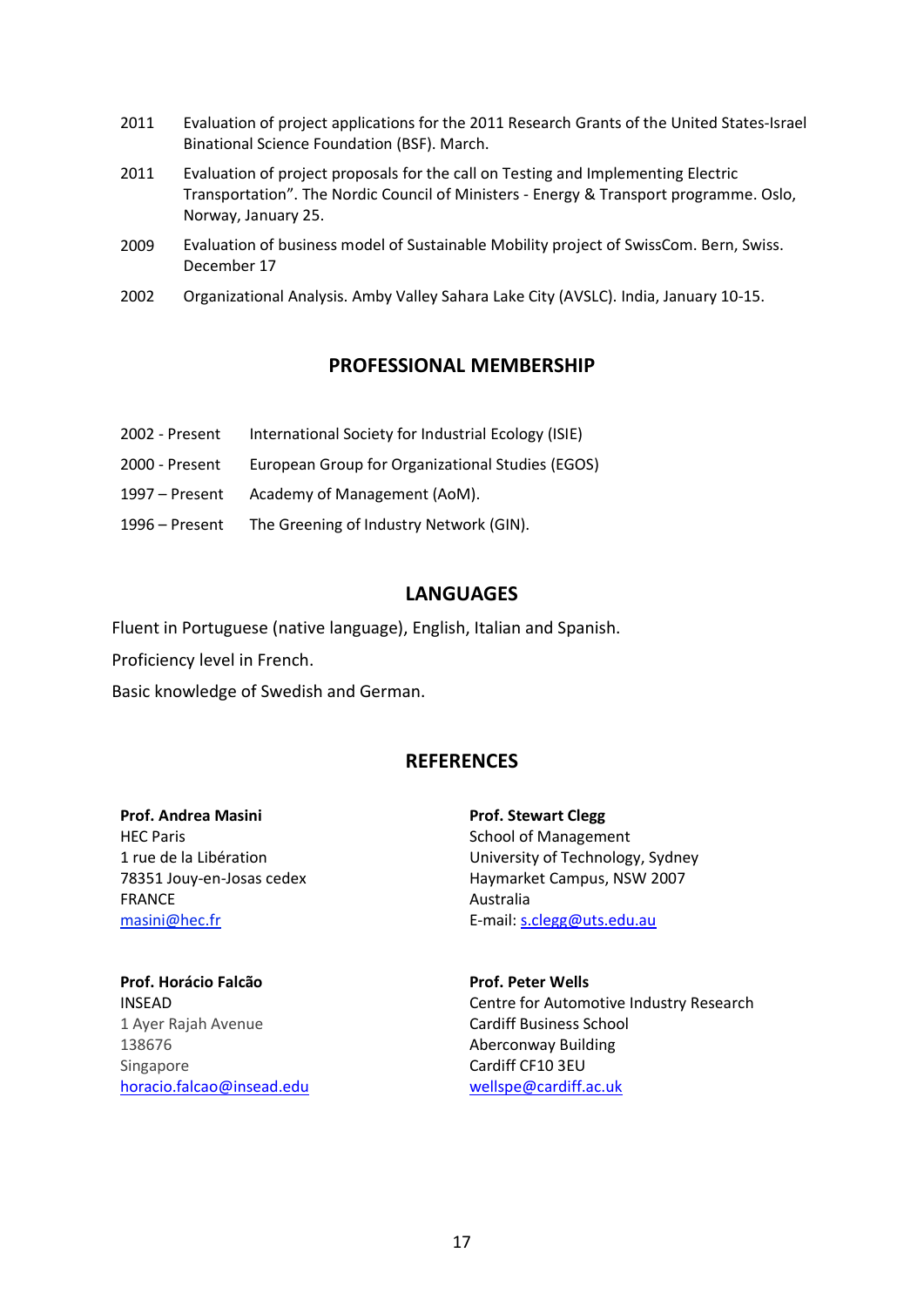2011 Evaluation of project applications for the 2011 Research Grants of the United States-Israel Binational Science Foundation (BSF). March.

2011 Evaluation of project proposals for the call on Testing and Implementing Electric Transportation". The Nordic Council of Ministers - Energy & Transport programme. Oslo, Norway, January 25.

2009 Evaluation of business model of Sustainable Mobility project of SwissCom. Bern, Swiss. December 17

2002 Organizational Analysis. Amby Valley Sahara Lake City (AVSLC). India, January 10-15.

## PROFESSIONAL MEMBERSHIP

2002 - Present International Society for Industrial Ecology (ISIE)

2000 - Present European Group for Organizational Studies (EGOS)

1997 – Present Academy of Management (AoM).

1996 – Present The Greening of Industry Network (GIN).

## LANGUAGES

Fluent in Portuguese (native language), English, Italian and Spanish.

Proficiency level in French.

Basic knowledge of Swedish and German.

## REFERENCES

**Prof. Andrea Masini**
HEC Paris
1 rue de la Libération
78351 Jouy-en-Josas cedex
FRANCE
masini@hec.fr

**Prof. Horácio Falcão**
INSEAD
1 Ayer Rajah Avenue
138676
Singapore
horacio.falcao@insead.edu

**Prof. Stewart Clegg**
School of Management
University of Technology, Sydney
Haymarket Campus, NSW 2007
Australia
E-mail: s.clegg@uts.edu.au

**Prof. Peter Wells**
Centre for Automotive Industry Research
Cardiff Business School
Aberconway Building
Cardiff CF10 3EU
wellspe@cardiff.ac.uk